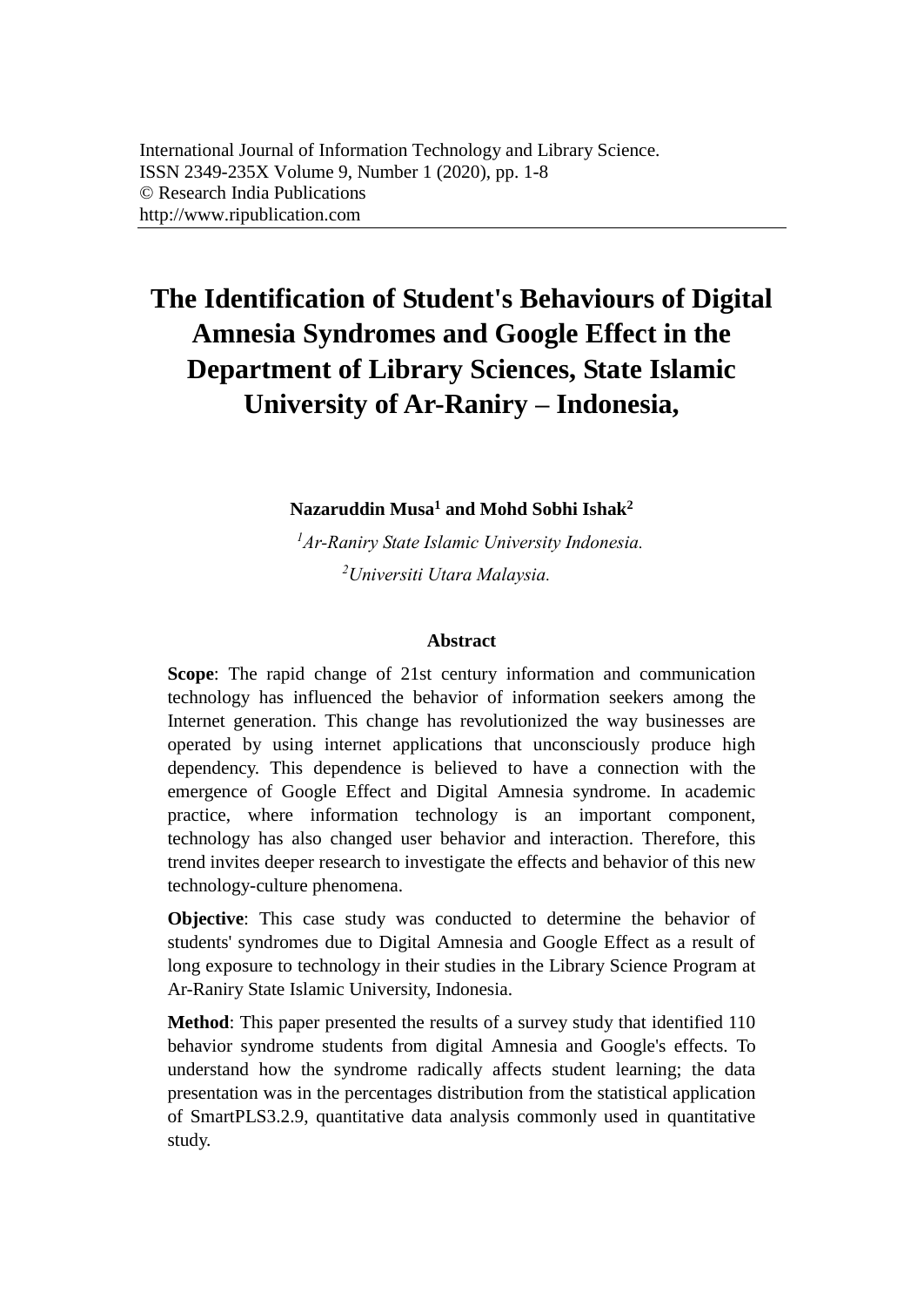# The Identification of Student's Behaviours of Digital Amnesia Syndromes and Google Effect in the Department of Library Sciences, State Islamic University of Ar-Raniry – Indonesia,

**Nazaruddin Musa[1] and Mohd Sobhi Ishak[2]**

[1]*Ar-Raniry State Islamic University Indonesia.*

[2]*Universiti Utara Malaysia.*

## Abstract

**Scope**: The rapid change of 21st century information and communication technology has influenced the behavior of information seekers among the Internet generation. This change has revolutionized the way businesses are operated by using internet applications that unconsciously produce high dependency. This dependence is believed to have a connection with the emergence of Google Effect and Digital Amnesia syndrome. In academic practice, where information technology is an important component, technology has also changed user behavior and interaction. Therefore, this trend invites deeper research to investigate the effects and behavior of this new technology-culture phenomena.

**Objective**: This case study was conducted to determine the behavior of students' syndromes due to Digital Amnesia and Google Effect as a result of long exposure to technology in their studies in the Library Science Program at Ar-Raniry State Islamic University, Indonesia.

**Method**: This paper presented the results of a survey study that identified 110 behavior syndrome students from digital Amnesia and Google's effects. To understand how the syndrome radically affects student learning; the data presentation was in the percentages distribution from the statistical application of SmartPLS3.2.9, quantitative data analysis commonly used in quantitative study.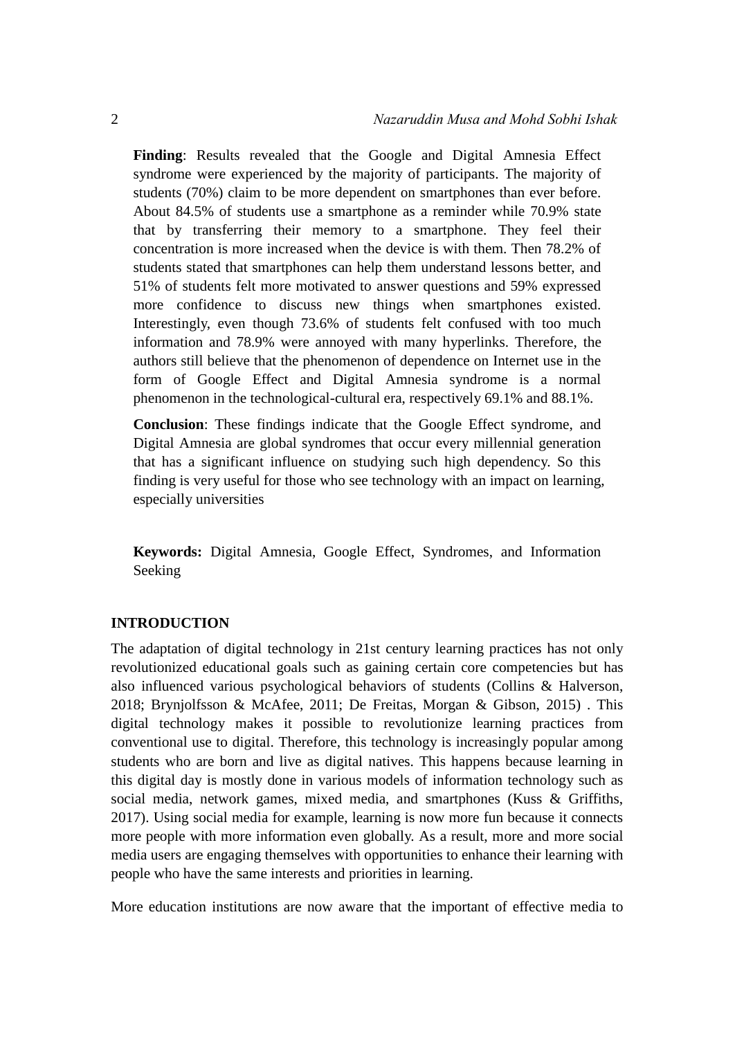**Finding**: Results revealed that the Google and Digital Amnesia Effect syndrome were experienced by the majority of participants. The majority of students (70%) claim to be more dependent on smartphones than ever before. About 84.5% of students use a smartphone as a reminder while 70.9% state that by transferring their memory to a smartphone. They feel their concentration is more increased when the device is with them. Then 78.2% of students stated that smartphones can help them understand lessons better, and 51% of students felt more motivated to answer questions and 59% expressed more confidence to discuss new things when smartphones existed. Interestingly, even though 73.6% of students felt confused with too much information and 78.9% were annoyed with many hyperlinks. Therefore, the authors still believe that the phenomenon of dependence on Internet use in the form of Google Effect and Digital Amnesia syndrome is a normal phenomenon in the technological-cultural era, respectively 69.1% and 88.1%.

**Conclusion**: These findings indicate that the Google Effect syndrome, and Digital Amnesia are global syndromes that occur every millennial generation that has a significant influence on studying such high dependency. So this finding is very useful for those who see technology with an impact on learning, especially universities

**Keywords:** Digital Amnesia, Google Effect, Syndromes, and Information Seeking

## INTRODUCTION

The adaptation of digital technology in 21st century learning practices has not only revolutionized educational goals such as gaining certain core competencies but has also influenced various psychological behaviors of students (Collins & Halverson, 2018; Brynjolfsson & McAfee, 2011; De Freitas, Morgan & Gibson, 2015) . This digital technology makes it possible to revolutionize learning practices from conventional use to digital. Therefore, this technology is increasingly popular among students who are born and live as digital natives. This happens because learning in this digital day is mostly done in various models of information technology such as social media, network games, mixed media, and smartphones (Kuss & Griffiths, 2017). Using social media for example, learning is now more fun because it connects more people with more information even globally. As a result, more and more social media users are engaging themselves with opportunities to enhance their learning with people who have the same interests and priorities in learning.

More education institutions are now aware that the important of effective media to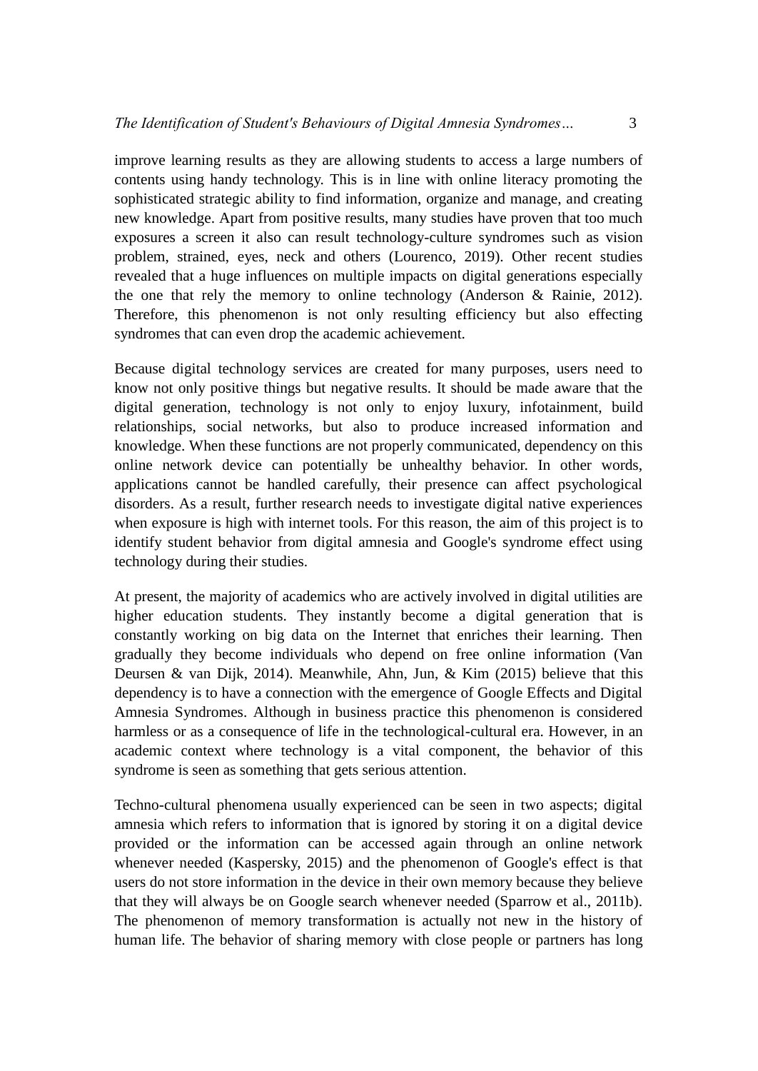improve learning results as they are allowing students to access a large numbers of contents using handy technology. This is in line with online literacy promoting the sophisticated strategic ability to find information, organize and manage, and creating new knowledge. Apart from positive results, many studies have proven that too much exposures a screen it also can result technology-culture syndromes such as vision problem, strained, eyes, neck and others (Lourenco, 2019). Other recent studies revealed that a huge influences on multiple impacts on digital generations especially the one that rely the memory to online technology (Anderson & Rainie, 2012). Therefore, this phenomenon is not only resulting efficiency but also effecting syndromes that can even drop the academic achievement.

Because digital technology services are created for many purposes, users need to know not only positive things but negative results. It should be made aware that the digital generation, technology is not only to enjoy luxury, infotainment, build relationships, social networks, but also to produce increased information and knowledge. When these functions are not properly communicated, dependency on this online network device can potentially be unhealthy behavior. In other words, applications cannot be handled carefully, their presence can affect psychological disorders. As a result, further research needs to investigate digital native experiences when exposure is high with internet tools. For this reason, the aim of this project is to identify student behavior from digital amnesia and Google's syndrome effect using technology during their studies.

At present, the majority of academics who are actively involved in digital utilities are higher education students. They instantly become a digital generation that is constantly working on big data on the Internet that enriches their learning. Then gradually they become individuals who depend on free online information (Van Deursen & van Dijk, 2014). Meanwhile, Ahn, Jun, & Kim (2015) believe that this dependency is to have a connection with the emergence of Google Effects and Digital Amnesia Syndromes. Although in business practice this phenomenon is considered harmless or as a consequence of life in the technological-cultural era. However, in an academic context where technology is a vital component, the behavior of this syndrome is seen as something that gets serious attention.

Techno-cultural phenomena usually experienced can be seen in two aspects; digital amnesia which refers to information that is ignored by storing it on a digital device provided or the information can be accessed again through an online network whenever needed (Kaspersky, 2015) and the phenomenon of Google's effect is that users do not store information in the device in their own memory because they believe that they will always be on Google search whenever needed (Sparrow et al., 2011b). The phenomenon of memory transformation is actually not new in the history of human life. The behavior of sharing memory with close people or partners has long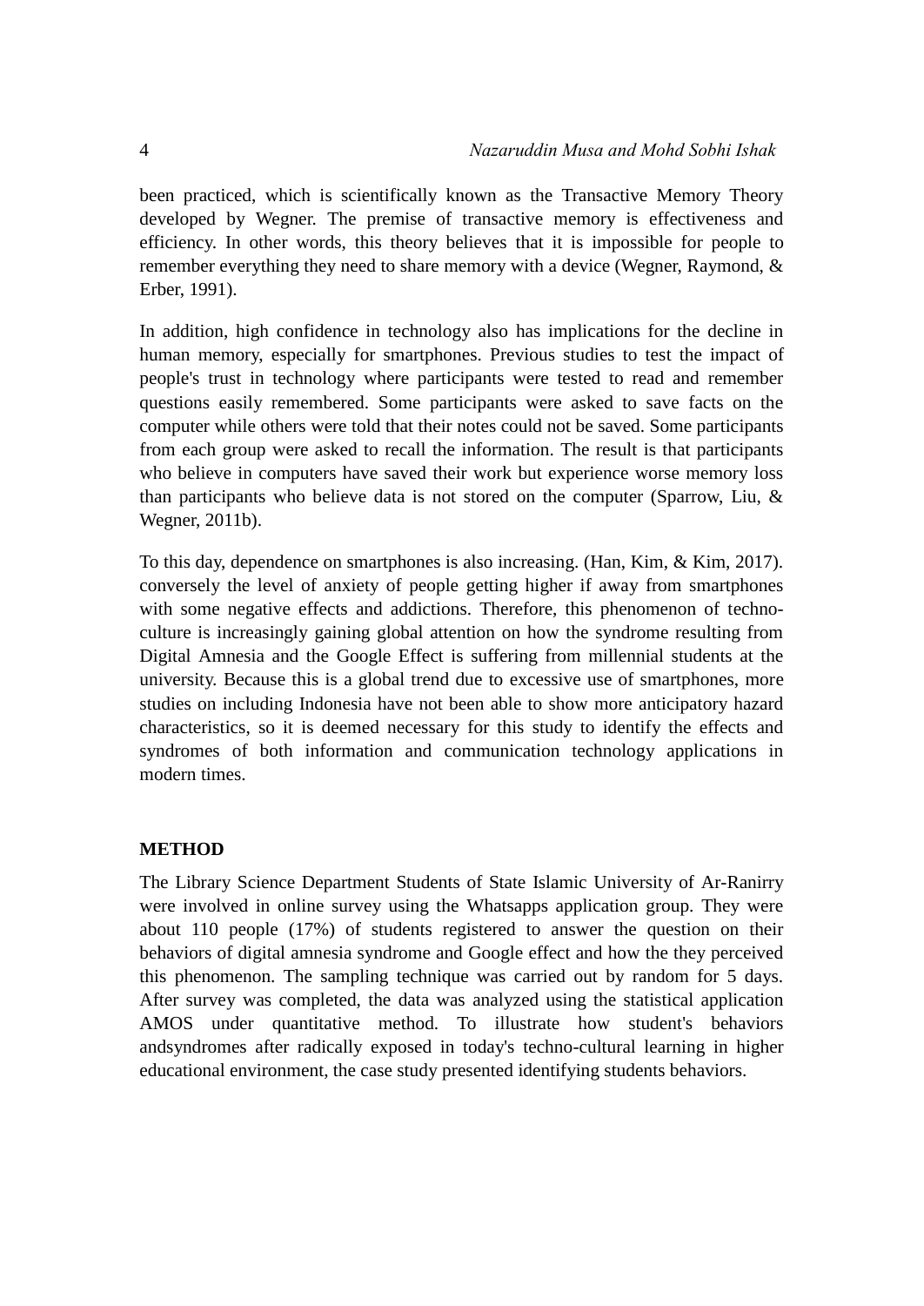been practiced, which is scientifically known as the Transactive Memory Theory developed by Wegner. The premise of transactive memory is effectiveness and efficiency. In other words, this theory believes that it is impossible for people to remember everything they need to share memory with a device (Wegner, Raymond, & Erber, 1991).

In addition, high confidence in technology also has implications for the decline in human memory, especially for smartphones. Previous studies to test the impact of people's trust in technology where participants were tested to read and remember questions easily remembered. Some participants were asked to save facts on the computer while others were told that their notes could not be saved. Some participants from each group were asked to recall the information. The result is that participants who believe in computers have saved their work but experience worse memory loss than participants who believe data is not stored on the computer (Sparrow, Liu, & Wegner, 2011b).

To this day, dependence on smartphones is also increasing. (Han, Kim, & Kim, 2017). conversely the level of anxiety of people getting higher if away from smartphones with some negative effects and addictions. Therefore, this phenomenon of techno-culture is increasingly gaining global attention on how the syndrome resulting from Digital Amnesia and the Google Effect is suffering from millennial students at the university. Because this is a global trend due to excessive use of smartphones, more studies on including Indonesia have not been able to show more anticipatory hazard characteristics, so it is deemed necessary for this study to identify the effects and syndromes of both information and communication technology applications in modern times.

## METHOD

The Library Science Department Students of State Islamic University of Ar-Ranirry were involved in online survey using the Whatsapps application group. They were about 110 people (17%) of students registered to answer the question on their behaviors of digital amnesia syndrome and Google effect and how the they perceived this phenomenon. The sampling technique was carried out by random for 5 days. After survey was completed, the data was analyzed using the statistical application AMOS under quantitative method. To illustrate how student's behaviors andsyndromes after radically exposed in today's techno-cultural learning in higher educational environment, the case study presented identifying students behaviors.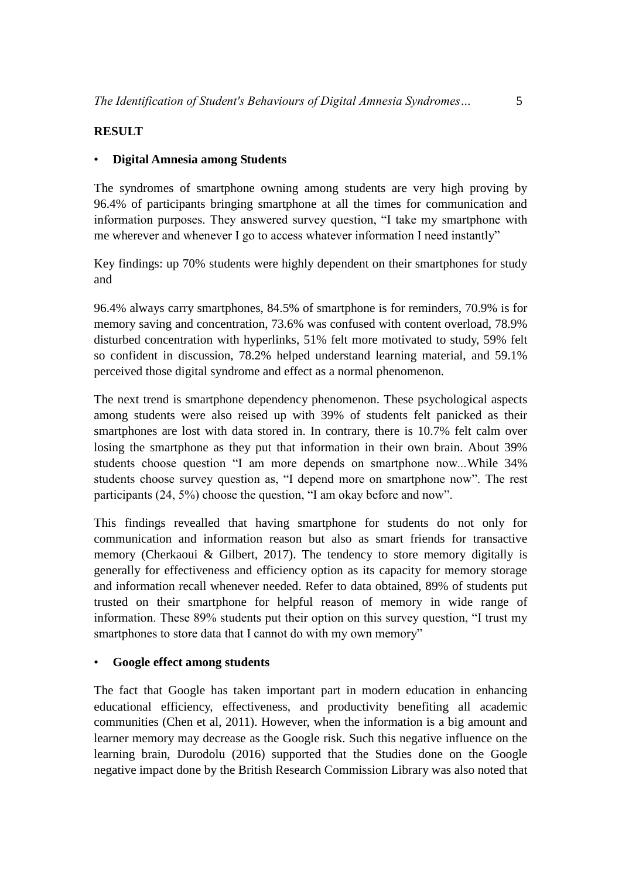## RESULT

- **Digital Amnesia among Students**

The syndromes of smartphone owning among students are very high proving by 96.4% of participants bringing smartphone at all the times for communication and information purposes. They answered survey question, "I take my smartphone with me wherever and whenever I go to access whatever information I need instantly"

Key findings: up 70% students were highly dependent on their smartphones for study and

96.4% always carry smartphones, 84.5% of smartphone is for reminders, 70.9% is for memory saving and concentration, 73.6% was confused with content overload, 78.9% disturbed concentration with hyperlinks, 51% felt more motivated to study, 59% felt so confident in discussion, 78.2% helped understand learning material, and 59.1% perceived those digital syndrome and effect as a normal phenomenon.

The next trend is smartphone dependency phenomenon. These psychological aspects among students were also reised up with 39% of students felt panicked as their smartphones are lost with data stored in. In contrary, there is 10.7% felt calm over losing the smartphone as they put that information in their own brain. About 39% students choose question "I am more depends on smartphone now...While 34% students choose survey question as, "I depend more on smartphone now". The rest participants (24, 5%) choose the question, "I am okay before and now".

This findings revealled that having smartphone for students do not only for communication and information reason but also as smart friends for transactive memory (Cherkaoui & Gilbert, 2017). The tendency to store memory digitally is generally for effectiveness and efficiency option as its capacity for memory storage and information recall whenever needed. Refer to data obtained, 89% of students put trusted on their smartphone for helpful reason of memory in wide range of information. These 89% students put their option on this survey question, "I trust my smartphones to store data that I cannot do with my own memory"

- **Google effect among students**

The fact that Google has taken important part in modern education in enhancing educational efficiency, effectiveness, and productivity benefiting all academic communities (Chen et al, 2011). However, when the information is a big amount and learner memory may decrease as the Google risk. Such this negative influence on the learning brain, Durodolu (2016) supported that the Studies done on the Google negative impact done by the British Research Commission Library was also noted that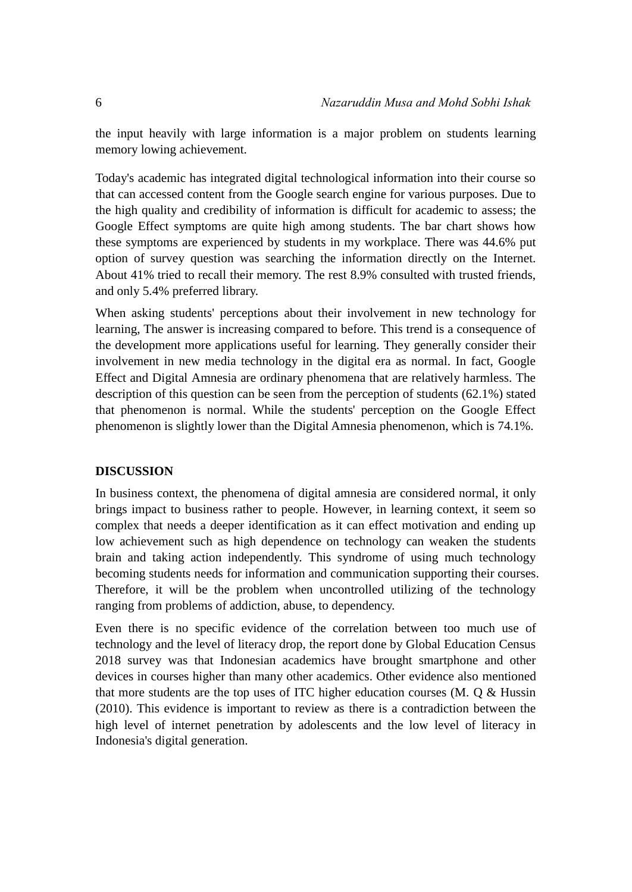the input heavily with large information is a major problem on students learning memory lowing achievement.

Today's academic has integrated digital technological information into their course so that can accessed content from the Google search engine for various purposes. Due to the high quality and credibility of information is difficult for academic to assess; the Google Effect symptoms are quite high among students. The bar chart shows how these symptoms are experienced by students in my workplace. There was 44.6% put option of survey question was searching the information directly on the Internet. About 41% tried to recall their memory. The rest 8.9% consulted with trusted friends, and only 5.4% preferred library.

When asking students' perceptions about their involvement in new technology for learning, The answer is increasing compared to before. This trend is a consequence of the development more applications useful for learning. They generally consider their involvement in new media technology in the digital era as normal. In fact, Google Effect and Digital Amnesia are ordinary phenomena that are relatively harmless. The description of this question can be seen from the perception of students (62.1%) stated that phenomenon is normal. While the students' perception on the Google Effect phenomenon is slightly lower than the Digital Amnesia phenomenon, which is 74.1%.

## DISCUSSION

In business context, the phenomena of digital amnesia are considered normal, it only brings impact to business rather to people. However, in learning context, it seem so complex that needs a deeper identification as it can effect motivation and ending up low achievement such as high dependence on technology can weaken the students brain and taking action independently. This syndrome of using much technology becoming students needs for information and communication supporting their courses. Therefore, it will be the problem when uncontrolled utilizing of the technology ranging from problems of addiction, abuse, to dependency.

Even there is no specific evidence of the correlation between too much use of technology and the level of literacy drop, the report done by Global Education Census 2018 survey was that Indonesian academics have brought smartphone and other devices in courses higher than many other academics. Other evidence also mentioned that more students are the top uses of ITC higher education courses (M. Q & Hussin (2010). This evidence is important to review as there is a contradiction between the high level of internet penetration by adolescents and the low level of literacy in Indonesia's digital generation.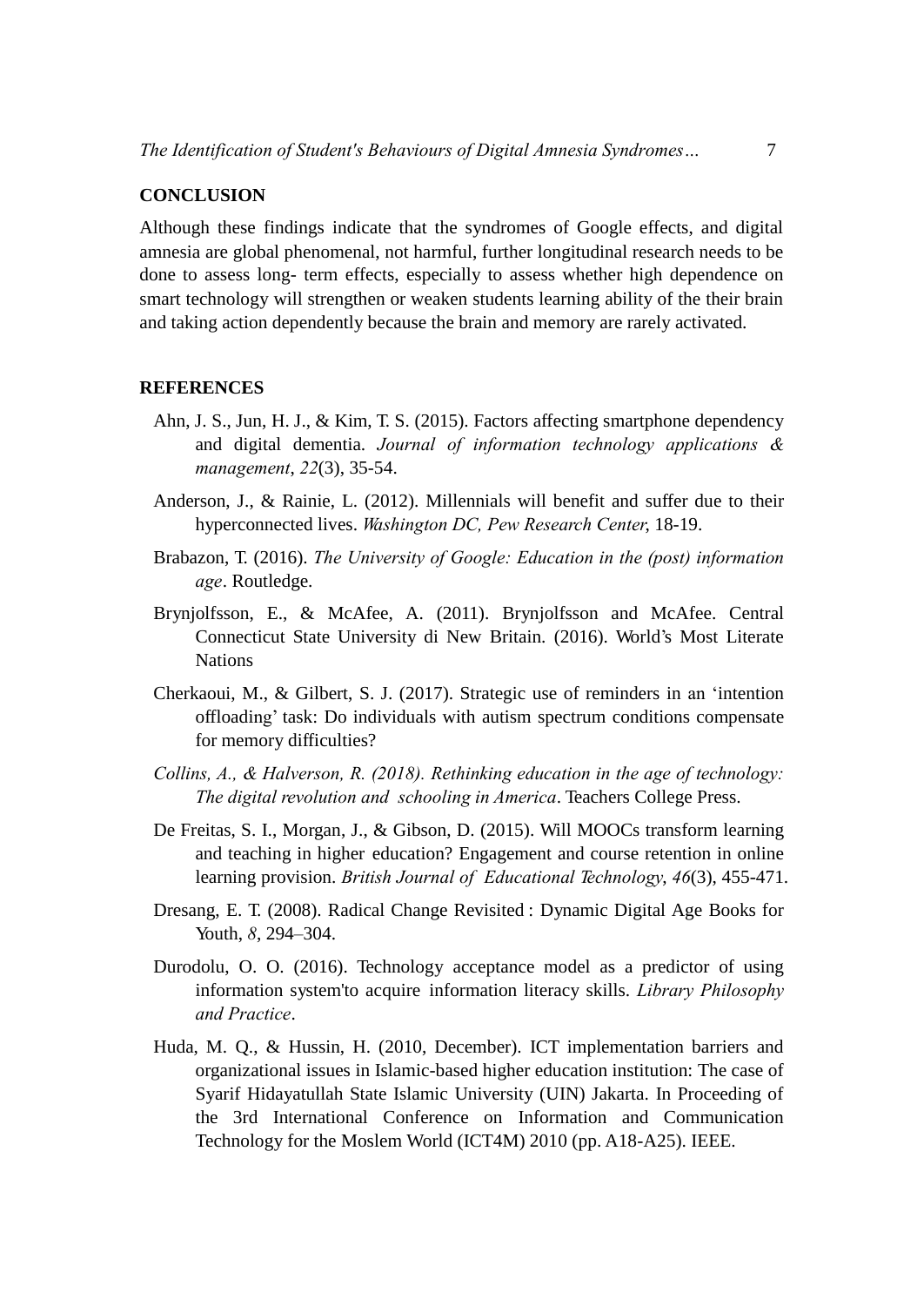## CONCLUSION

Although these findings indicate that the syndromes of Google effects, and digital amnesia are global phenomenal, not harmful, further longitudinal research needs to be done to assess long- term effects, especially to assess whether high dependence on smart technology will strengthen or weaken students learning ability of the their brain and taking action dependently because the brain and memory are rarely activated.

## REFERENCES

Ahn, J. S., Jun, H. J., & Kim, T. S. (2015). Factors affecting smartphone dependency and digital dementia. *Journal of information technology applications & management*, *22*(3), 35-54.

Anderson, J., & Rainie, L. (2012). Millennials will benefit and suffer due to their hyperconnected lives. *Washington DC, Pew Research Center*, 18-19.

Brabazon, T. (2016). *The University of Google: Education in the (post) information age*. Routledge.

Brynjolfsson, E., & McAfee, A. (2011). Brynjolfsson and McAfee. Central Connecticut State University di New Britain. (2016). World's Most Literate Nations

Cherkaoui, M., & Gilbert, S. J. (2017). Strategic use of reminders in an 'intention offloading' task: Do individuals with autism spectrum conditions compensate for memory difficulties?

*Collins, A., & Halverson, R. (2018). Rethinking education in the age of technology: The digital revolution and schooling in America*. Teachers College Press.

De Freitas, S. I., Morgan, J., & Gibson, D. (2015). Will MOOCs transform learning and teaching in higher education? Engagement and course retention in online learning provision. *British Journal of Educational Technology*, *46*(3), 455-471.

Dresang, E. T. (2008). Radical Change Revisited : Dynamic Digital Age Books for Youth, *8*, 294–304.

Durodolu, O. O. (2016). Technology acceptance model as a predictor of using information system'to acquire information literacy skills. *Library Philosophy and Practice*.

Huda, M. Q., & Hussin, H. (2010, December). ICT implementation barriers and organizational issues in Islamic-based higher education institution: The case of Syarif Hidayatullah State Islamic University (UIN) Jakarta. In Proceeding of the 3rd International Conference on Information and Communication Technology for the Moslem World (ICT4M) 2010 (pp. A18-A25). IEEE.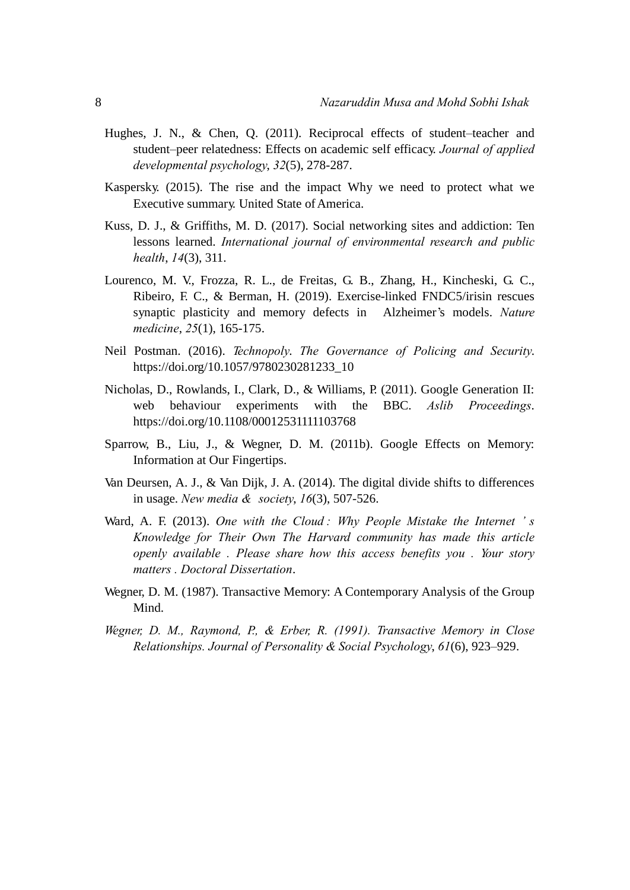Hughes, J. N., & Chen, Q. (2011). Reciprocal effects of student–teacher and student–peer relatedness: Effects on academic self efficacy. *Journal of applied developmental psychology*, *32*(5), 278-287.

Kaspersky. (2015). The rise and the impact Why we need to protect what we Executive summary. United State of America.

Kuss, D. J., & Griffiths, M. D. (2017). Social networking sites and addiction: Ten lessons learned. *International journal of environmental research and public health*, *14*(3), 311.

Lourenco, M. V., Frozza, R. L., de Freitas, G. B., Zhang, H., Kincheski, G. C., Ribeiro, F. C., & Berman, H. (2019). Exercise-linked FNDC5/irisin rescues synaptic plasticity and memory defects in Alzheimer's models. *Nature medicine*, *25*(1), 165-175.

Neil Postman. (2016). *Technopoly*. *The Governance of Policing and Security*. https://doi.org/10.1057/9780230281233_10

Nicholas, D., Rowlands, I., Clark, D., & Williams, P. (2011). Google Generation II: web behaviour experiments with the BBC. *Aslib Proceedings*. https://doi.org/10.1108/00012531111103768

Sparrow, B., Liu, J., & Wegner, D. M. (2011b). Google Effects on Memory: Information at Our Fingertips.

Van Deursen, A. J., & Van Dijk, J. A. (2014). The digital divide shifts to differences in usage. *New media & society*, *16*(3), 507-526.

Ward, A. F. (2013). *One with the Cloud : Why People Mistake the Internet ' s Knowledge for Their Own The Harvard community has made this article openly available . Please share how this access benefits you . Your story matters . Doctoral Dissertation*.

Wegner, D. M. (1987). Transactive Memory: A Contemporary Analysis of the Group Mind.

*Wegner, D. M., Raymond, P., & Erber, R. (1991). Transactive Memory in Close Relationships. Journal of Personality & Social Psychology*, *61*(6), 923–929.